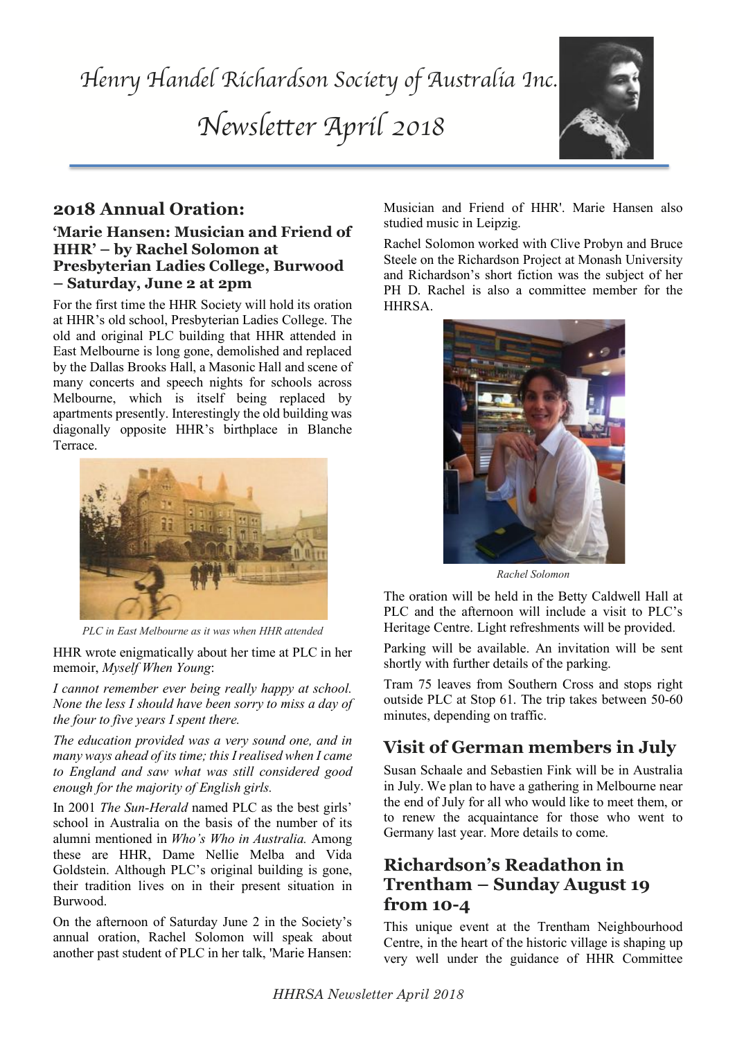# Henry Handel Richardson Society of Australia Inc.

# Newsletter April 2018

## 2018 Annual Oration:

### 'Marie Hansen: Musician and Friend of HHR' – by Rachel Solomon at Presbyterian Ladies College, Burwood – Saturday, June 2 at 2pm

For the first time the HHR Society will hold its oration at HHR's old school, Presbyterian Ladies College. The old and original PLC building that HHR attended in East Melbourne is long gone, demolished and replaced by the Dallas Brooks Hall, a Masonic Hall and scene of many concerts and speech nights for schools across Melbourne, which is itself being replaced by apartments presently. Interestingly the old building was diagonally opposite HHR's birthplace in Blanche Terrace.

*PLC in East Melbourne as it was when HHR attended*

HHR wrote enigmatically about her time at PLC in her memoir, *Myself When Young*:

*I cannot remember ever being really happy at school. None the less I should have been sorry to miss a day of the four to five years I spent there.*

*The education provided was a very sound one, and in many ways ahead of its time; this I realised when I came to England and saw what was still considered good enough for the majority of English girls.*

In 2001 *The Sun-Herald* named PLC as the best girls' school in Australia on the basis of the number of its alumni mentioned in *Who's Who in Australia.* Among these are HHR, Dame Nellie Melba and Vida Goldstein. Although PLC's original building is gone, their tradition lives on in their present situation in Burwood.

On the afternoon of Saturday June 2 in the Society's annual oration, Rachel Solomon will speak about another past student of PLC in her talk, 'Marie Hansen: Musician and Friend of HHR'. Marie Hansen also studied music in Leipzig.

Rachel Solomon worked with Clive Probyn and Bruce Steele on the Richardson Project at Monash University and Richardson's short fiction was the subject of her PH D. Rachel is also a committee member for the HHRSA.

*Rachel Solomon*

The oration will be held in the Betty Caldwell Hall at PLC and the afternoon will include a visit to PLC's Heritage Centre. Light refreshments will be provided.

Parking will be available. An invitation will be sent shortly with further details of the parking.

Tram 75 leaves from Southern Cross and stops right outside PLC at Stop 61. The trip takes between 50-60 minutes, depending on traffic.

## Visit of German members in July

Susan Schaale and Sebastien Fink will be in Australia in July. We plan to have a gathering in Melbourne near the end of July for all who would like to meet them, or to renew the acquaintance for those who went to Germany last year. More details to come.

## Richardson's Readathon in Trentham – Sunday August 19 from 10-4

This unique event at the Trentham Neighbourhood Centre, in the heart of the historic village is shaping up very well under the guidance of HHR Committee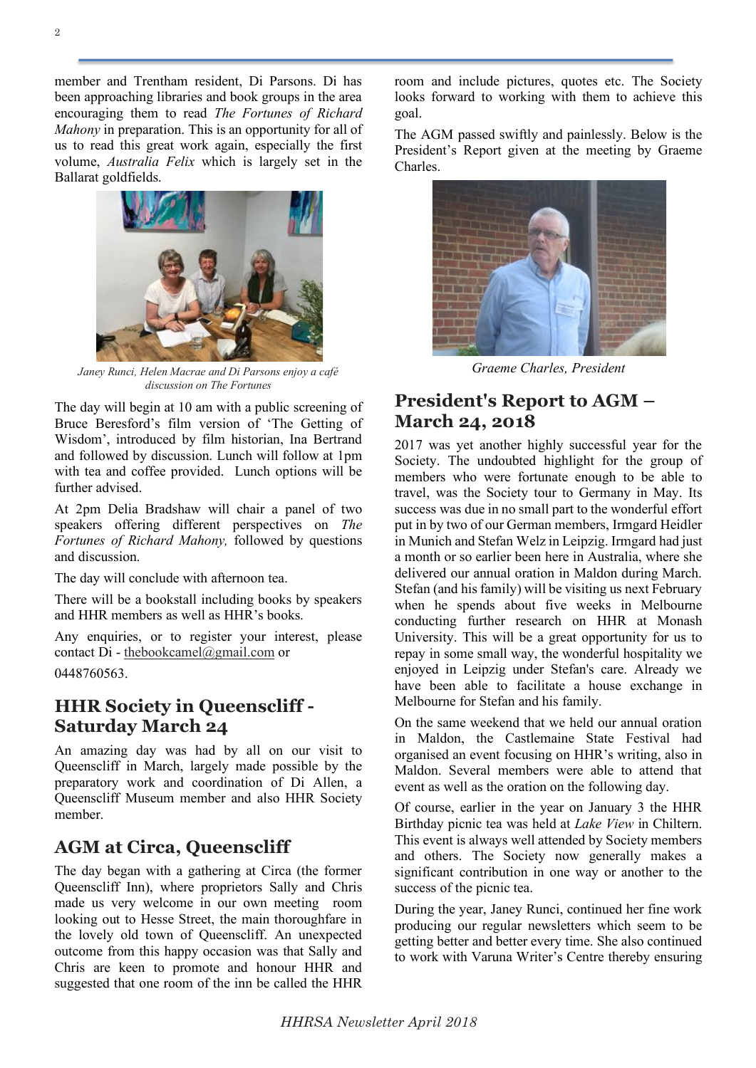member and Trentham resident, Di Parsons. Di has been approaching libraries and book groups in the area encouraging them to read *The Fortunes of Richard Mahony* in preparation. This is an opportunity for all of us to read this great work again, especially the first volume, *Australia Felix* which is largely set in the Ballarat goldfields.

*Janey Runci, Helen Macrae and Di Parsons enjoy a café discussion on The Fortunes*

The day will begin at 10 am with a public screening of Bruce Beresford's film version of 'The Getting of Wisdom', introduced by film historian, Ina Bertrand and followed by discussion. Lunch will follow at 1pm with tea and coffee provided. Lunch options will be further advised.

At 2pm Delia Bradshaw will chair a panel of two speakers offering different perspectives on *The Fortunes of Richard Mahony,* followed by questions and discussion.

The day will conclude with afternoon tea.

There will be a bookstall including books by speakers and HHR members as well as HHR's books.

Any enquiries, or to register your interest, please contact Di - thebookcamel@gmail.com or

0448760563.

## HHR Society in Queenscliff - Saturday March 24

An amazing day was had by all on our visit to Queenscliff in March, largely made possible by the preparatory work and coordination of Di Allen, a Queenscliff Museum member and also HHR Society member.

## AGM at Circa, Queenscliff

The day began with a gathering at Circa (the former Queenscliff Inn), where proprietors Sally and Chris made us very welcome in our own meeting room looking out to Hesse Street, the main thoroughfare in the lovely old town of Queenscliff. An unexpected outcome from this happy occasion was that Sally and Chris are keen to promote and honour HHR and suggested that one room of the inn be called the HHR room and include pictures, quotes etc. The Society looks forward to working with them to achieve this goal.

The AGM passed swiftly and painlessly. Below is the President's Report given at the meeting by Graeme Charles.

*Graeme Charles, President*

## President's Report to AGM – March 24, 2018

2017 was yet another highly successful year for the Society. The undoubted highlight for the group of members who were fortunate enough to be able to travel, was the Society tour to Germany in May. Its success was due in no small part to the wonderful effort put in by two of our German members, Irmgard Heidler in Munich and Stefan Welz in Leipzig. Irmgard had just a month or so earlier been here in Australia, where she delivered our annual oration in Maldon during March. Stefan (and his family) will be visiting us next February when he spends about five weeks in Melbourne conducting further research on HHR at Monash University. This will be a great opportunity for us to repay in some small way, the wonderful hospitality we enjoyed in Leipzig under Stefan's care. Already we have been able to facilitate a house exchange in Melbourne for Stefan and his family.

On the same weekend that we held our annual oration in Maldon, the Castlemaine State Festival had organised an event focusing on HHR's writing, also in Maldon. Several members were able to attend that event as well as the oration on the following day.

Of course, earlier in the year on January 3 the HHR Birthday picnic tea was held at *Lake View* in Chiltern. This event is always well attended by Society members and others. The Society now generally makes a significant contribution in one way or another to the success of the picnic tea.

During the year, Janey Runci, continued her fine work producing our regular newsletters which seem to be getting better and better every time. She also continued to work with Varuna Writer's Centre thereby ensuring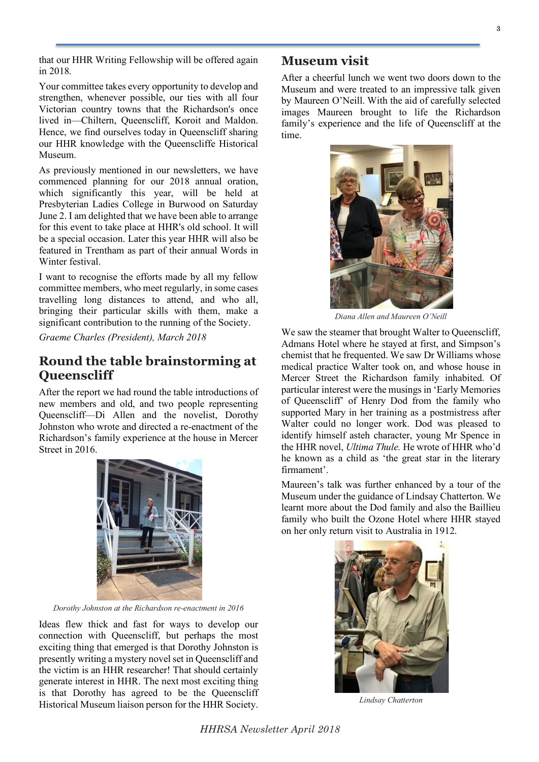that our HHR Writing Fellowship will be offered again in 2018.

Your committee takes every opportunity to develop and strengthen, whenever possible, our ties with all four Victorian country towns that the Richardson's once lived in—Chiltern, Queenscliff, Koroit and Maldon. Hence, we find ourselves today in Queenscliff sharing our HHR knowledge with the Queenscliffe Historical Museum.

As previously mentioned in our newsletters, we have commenced planning for our 2018 annual oration, which significantly this year, will be held at Presbyterian Ladies College in Burwood on Saturday June 2. I am delighted that we have been able to arrange for this event to take place at HHR's old school. It will be a special occasion. Later this year HHR will also be featured in Trentham as part of their annual Words in Winter festival.

I want to recognise the efforts made by all my fellow committee members, who meet regularly, in some cases travelling long distances to attend, and who all, bringing their particular skills with them, make a significant contribution to the running of the Society.

*Graeme Charles (President), March 2018*

## Round the table brainstorming at Queenscliff

After the report we had round the table introductions of new members and old, and two people representing Queenscliff—Di Allen and the novelist, Dorothy Johnston who wrote and directed a re-enactment of the Richardson's family experience at the house in Mercer Street in 2016.

*Dorothy Johnston at the Richardson re-enactment in 2016*

Ideas flew thick and fast for ways to develop our connection with Queenscliff, but perhaps the most exciting thing that emerged is that Dorothy Johnston is presently writing a mystery novel set in Queenscliff and the victim is an HHR researcher! That should certainly generate interest in HHR. The next most exciting thing is that Dorothy has agreed to be the Queenscliff Historical Museum liaison person for the HHR Society.

## Museum visit

After a cheerful lunch we went two doors down to the Museum and were treated to an impressive talk given by Maureen O'Neill. With the aid of carefully selected images Maureen brought to life the Richardson family's experience and the life of Queenscliff at the time.

*Diana Allen and Maureen O'Neill*

We saw the steamer that brought Walter to Queenscliff, Admans Hotel where he stayed at first, and Simpson's chemist that he frequented. We saw Dr Williams whose medical practice Walter took on, and whose house in Mercer Street the Richardson family inhabited. Of particular interest were the musings in 'Early Memories of Queenscliff' of Henry Dod from the family who supported Mary in her training as a postmistress after Walter could no longer work. Dod was pleased to identify himself asteh character, young Mr Spence in the HHR novel, *Ultima Thule.* He wrote of HHR who'd he known as a child as 'the great star in the literary firmament'.

Maureen's talk was further enhanced by a tour of the Museum under the guidance of Lindsay Chatterton. We learnt more about the Dod family and also the Baillieu family who built the Ozone Hotel where HHR stayed on her only return visit to Australia in 1912.

*Lindsay Chatterton*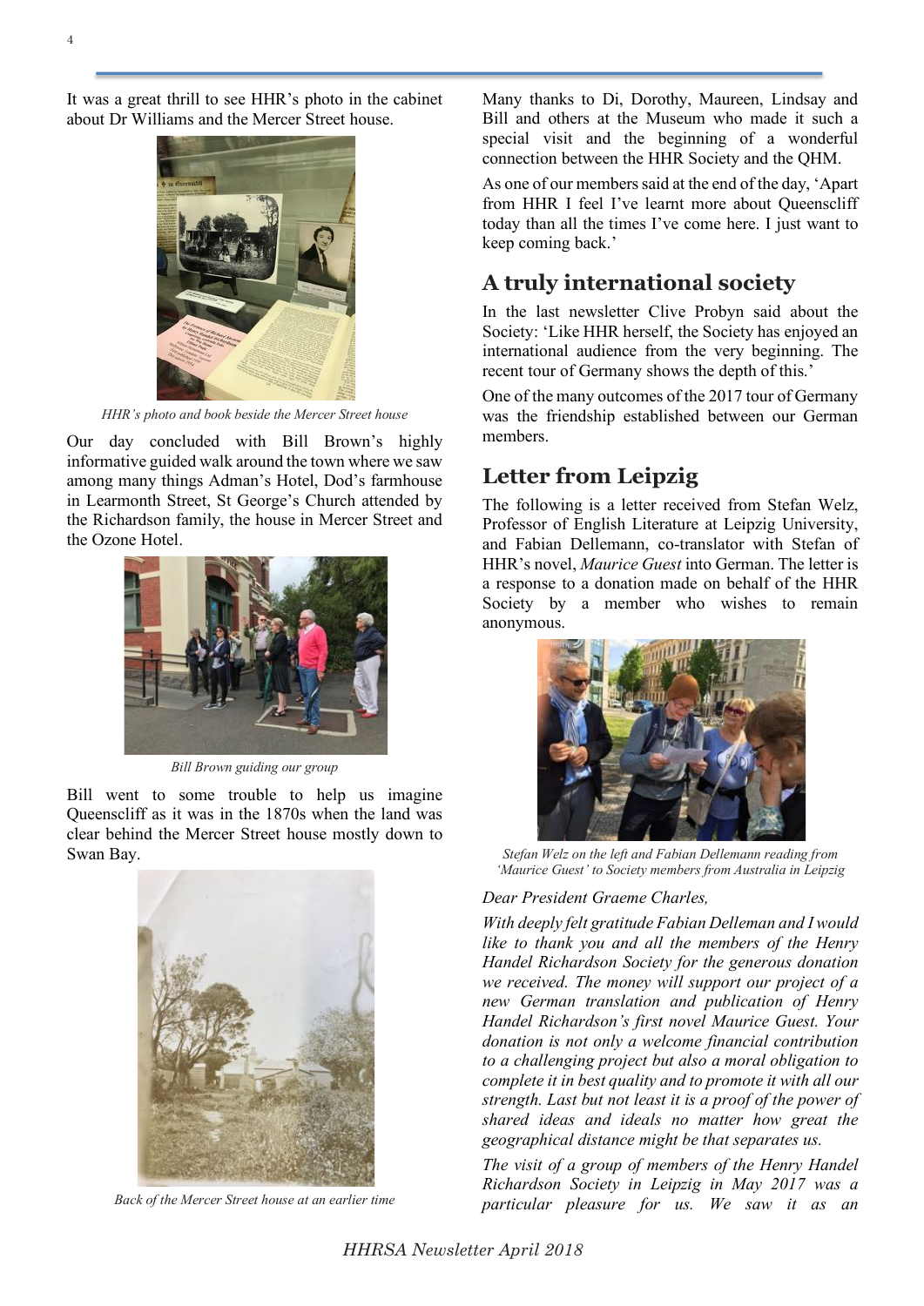It was a great thrill to see HHR's photo in the cabinet about Dr Williams and the Mercer Street house.

*HHR's photo and book beside the Mercer Street house*

Our day concluded with Bill Brown's highly informative guided walk around the town where we saw among many things Adman's Hotel, Dod's farmhouse in Learmonth Street, St George's Church attended by the Richardson family, the house in Mercer Street and the Ozone Hotel.

*Bill Brown guiding our group*

Bill went to some trouble to help us imagine Queenscliff as it was in the 1870s when the land was clear behind the Mercer Street house mostly down to Swan Bay.

*Back of the Mercer Street house at an earlier time*

Many thanks to Di, Dorothy, Maureen, Lindsay and Bill and others at the Museum who made it such a special visit and the beginning of a wonderful connection between the HHR Society and the QHM.

As one of our members said at the end of the day, 'Apart from HHR I feel I've learnt more about Queenscliff today than all the times I've come here. I just want to keep coming back.'

## A truly international society

In the last newsletter Clive Probyn said about the Society: 'Like HHR herself, the Society has enjoyed an international audience from the very beginning. The recent tour of Germany shows the depth of this.'

One of the many outcomes of the 2017 tour of Germany was the friendship established between our German members.

## Letter from Leipzig

The following is a letter received from Stefan Welz, Professor of English Literature at Leipzig University, and Fabian Dellemann, co-translator with Stefan of HHR's novel, *Maurice Guest* into German. The letter is a response to a donation made on behalf of the HHR Society by a member who wishes to remain anonymous.

*Stefan Welz on the left and Fabian Dellemann reading from 'Maurice Guest' to Society members from Australia in Leipzig*

*Dear President Graeme Charles,*

*With deeply felt gratitude Fabian Delleman and I would like to thank you and all the members of the Henry Handel Richardson Society for the generous donation we received. The money will support our project of a new German translation and publication of Henry Handel Richardson's first novel Maurice Guest. Your donation is not only a welcome financial contribution to a challenging project but also a moral obligation to complete it in best quality and to promote it with all our strength. Last but not least it is a proof of the power of shared ideas and ideals no matter how great the geographical distance might be that separates us.*

*The visit of a group of members of the Henry Handel Richardson Society in Leipzig in May 2017 was a particular pleasure for us. We saw it as an*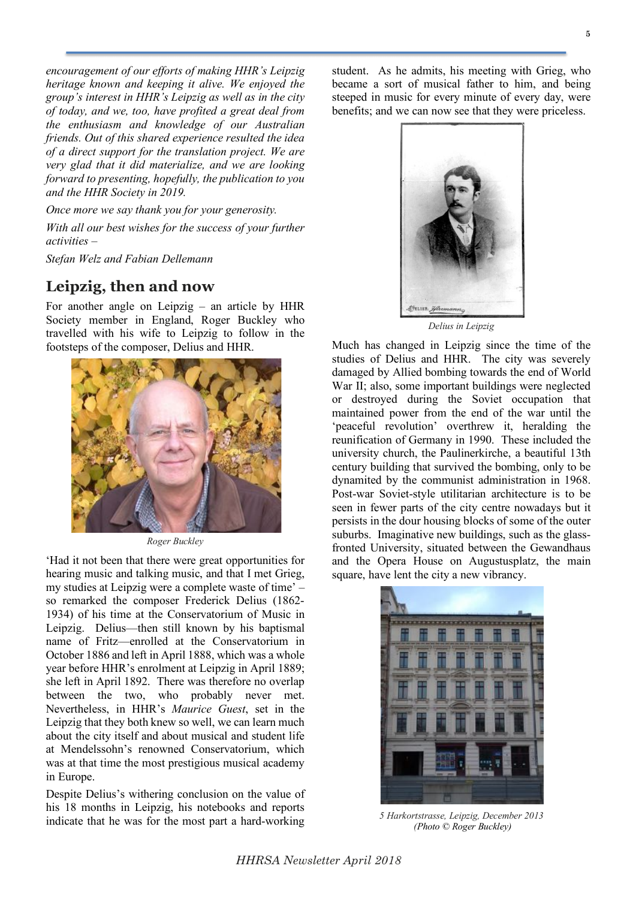*encouragement of our efforts of making HHR's Leipzig heritage known and keeping it alive. We enjoyed the group's interest in HHR's Leipzig as well as in the city of today, and we, too, have profited a great deal from the enthusiasm and knowledge of our Australian friends. Out of this shared experience resulted the idea of a direct support for the translation project. We are very glad that it did materialize, and we are looking forward to presenting, hopefully, the publication to you and the HHR Society in 2019.*

*Once more we say thank you for your generosity.*

*With all our best wishes for the success of your further activities –*

*Stefan Welz and Fabian Dellemann*

## Leipzig, then and now

For another angle on Leipzig – an article by HHR Society member in England, Roger Buckley who travelled with his wife to Leipzig to follow in the footsteps of the composer, Delius and HHR.

*Roger Buckley*

'Had it not been that there were great opportunities for hearing music and talking music, and that I met Grieg, my studies at Leipzig were a complete waste of time' – so remarked the composer Frederick Delius (1862-1934) of his time at the Conservatorium of Music in Leipzig. Delius—then still known by his baptismal name of Fritz—enrolled at the Conservatorium in October 1886 and left in April 1888, which was a whole year before HHR's enrolment at Leipzig in April 1889; she left in April 1892. There was therefore no overlap between the two, who probably never met. Nevertheless, in HHR's *Maurice Guest*, set in the Leipzig that they both knew so well, we can learn much about the city itself and about musical and student life at Mendelssohn's renowned Conservatorium, which was at that time the most prestigious musical academy in Europe.

Despite Delius's withering conclusion on the value of his 18 months in Leipzig, his notebooks and reports indicate that he was for the most part a hard-working student. As he admits, his meeting with Grieg, who became a sort of musical father to him, and being steeped in music for every minute of every day, were benefits; and we can now see that they were priceless.

*Delius in Leipzig*

Much has changed in Leipzig since the time of the studies of Delius and HHR. The city was severely damaged by Allied bombing towards the end of World War II; also, some important buildings were neglected or destroyed during the Soviet occupation that maintained power from the end of the war until the 'peaceful revolution' overthrew it, heralding the reunification of Germany in 1990. These included the university church, the Paulinerkirche, a beautiful 13th century building that survived the bombing, only to be dynamited by the communist administration in 1968. Post-war Soviet-style utilitarian architecture is to be seen in fewer parts of the city centre nowadays but it persists in the dour housing blocks of some of the outer suburbs. Imaginative new buildings, such as the glass-fronted University, situated between the Gewandhaus and the Opera House on Augustusplatz, the main square, have lent the city a new vibrancy.

*5 Harkortstrasse, Leipzig, December 2013 (Photo © Roger Buckley)*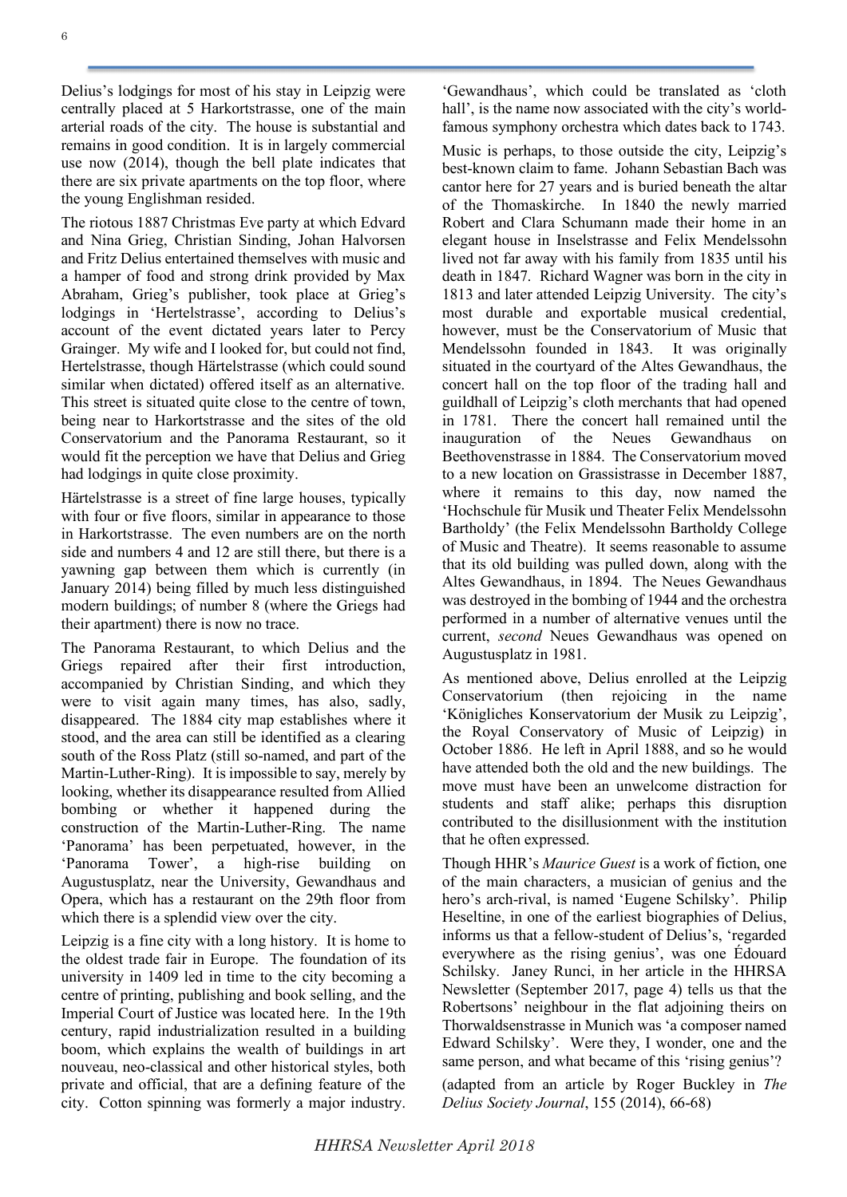Delius's lodgings for most of his stay in Leipzig were centrally placed at 5 Harkortstrasse, one of the main arterial roads of the city. The house is substantial and remains in good condition. It is in largely commercial use now (2014), though the bell plate indicates that there are six private apartments on the top floor, where the young Englishman resided.

The riotous 1887 Christmas Eve party at which Edvard and Nina Grieg, Christian Sinding, Johan Halvorsen and Fritz Delius entertained themselves with music and a hamper of food and strong drink provided by Max Abraham, Grieg's publisher, took place at Grieg's lodgings in 'Hertelstrasse', according to Delius's account of the event dictated years later to Percy Grainger. My wife and I looked for, but could not find, Hertelstrasse, though Härtelstrasse (which could sound similar when dictated) offered itself as an alternative. This street is situated quite close to the centre of town, being near to Harkortstrasse and the sites of the old Conservatorium and the Panorama Restaurant, so it would fit the perception we have that Delius and Grieg had lodgings in quite close proximity.

Härtelstrasse is a street of fine large houses, typically with four or five floors, similar in appearance to those in Harkortstrasse. The even numbers are on the north side and numbers 4 and 12 are still there, but there is a yawning gap between them which is currently (in January 2014) being filled by much less distinguished modern buildings; of number 8 (where the Griegs had their apartment) there is now no trace.

The Panorama Restaurant, to which Delius and the Griegs repaired after their first introduction, accompanied by Christian Sinding, and which they were to visit again many times, has also, sadly, disappeared. The 1884 city map establishes where it stood, and the area can still be identified as a clearing south of the Ross Platz (still so-named, and part of the Martin-Luther-Ring). It is impossible to say, merely by looking, whether its disappearance resulted from Allied bombing or whether it happened during the construction of the Martin-Luther-Ring. The name 'Panorama' has been perpetuated, however, in the 'Panorama Tower', a high-rise building on Augustusplatz, near the University, Gewandhaus and Opera, which has a restaurant on the 29th floor from which there is a splendid view over the city.

Leipzig is a fine city with a long history. It is home to the oldest trade fair in Europe. The foundation of its university in 1409 led in time to the city becoming a centre of printing, publishing and book selling, and the Imperial Court of Justice was located here. In the 19th century, rapid industrialization resulted in a building boom, which explains the wealth of buildings in art nouveau, neo-classical and other historical styles, both private and official, that are a defining feature of the city. Cotton spinning was formerly a major industry. 'Gewandhaus', which could be translated as 'cloth hall', is the name now associated with the city's world-famous symphony orchestra which dates back to 1743.

Music is perhaps, to those outside the city, Leipzig's best-known claim to fame. Johann Sebastian Bach was cantor here for 27 years and is buried beneath the altar of the Thomaskirche. In 1840 the newly married Robert and Clara Schumann made their home in an elegant house in Inselstrasse and Felix Mendelssohn lived not far away with his family from 1835 until his death in 1847. Richard Wagner was born in the city in 1813 and later attended Leipzig University. The city's most durable and exportable musical credential, however, must be the Conservatorium of Music that Mendelssohn founded in 1843. It was originally situated in the courtyard of the Altes Gewandhaus, the concert hall on the top floor of the trading hall and guildhall of Leipzig's cloth merchants that had opened in 1781. There the concert hall remained until the inauguration of the Neues Gewandhaus on Beethovenstrasse in 1884. The Conservatorium moved to a new location on Grassistrasse in December 1887, where it remains to this day, now named the 'Hochschule für Musik und Theater Felix Mendelssohn Bartholdy' (the Felix Mendelssohn Bartholdy College of Music and Theatre). It seems reasonable to assume that its old building was pulled down, along with the Altes Gewandhaus, in 1894. The Neues Gewandhaus was destroyed in the bombing of 1944 and the orchestra performed in a number of alternative venues until the current, *second* Neues Gewandhaus was opened on Augustusplatz in 1981.

As mentioned above, Delius enrolled at the Leipzig Conservatorium (then rejoicing in the name 'Königliches Konservatorium der Musik zu Leipzig', the Royal Conservatory of Music of Leipzig) in October 1886. He left in April 1888, and so he would have attended both the old and the new buildings. The move must have been an unwelcome distraction for students and staff alike; perhaps this disruption contributed to the disillusionment with the institution that he often expressed.

Though HHR's *Maurice Guest* is a work of fiction, one of the main characters, a musician of genius and the hero's arch-rival, is named 'Eugene Schilsky'. Philip Heseltine, in one of the earliest biographies of Delius, informs us that a fellow-student of Delius's, 'regarded everywhere as the rising genius', was one Édouard Schilsky. Janey Runci, in her article in the HHRSA Newsletter (September 2017, page 4) tells us that the Robertsons' neighbour in the flat adjoining theirs on Thorwaldsenstrasse in Munich was 'a composer named Edward Schilsky'. Were they, I wonder, one and the same person, and what became of this 'rising genius'?

(adapted from an article by Roger Buckley in *The Delius Society Journal*, 155 (2014), 66-68)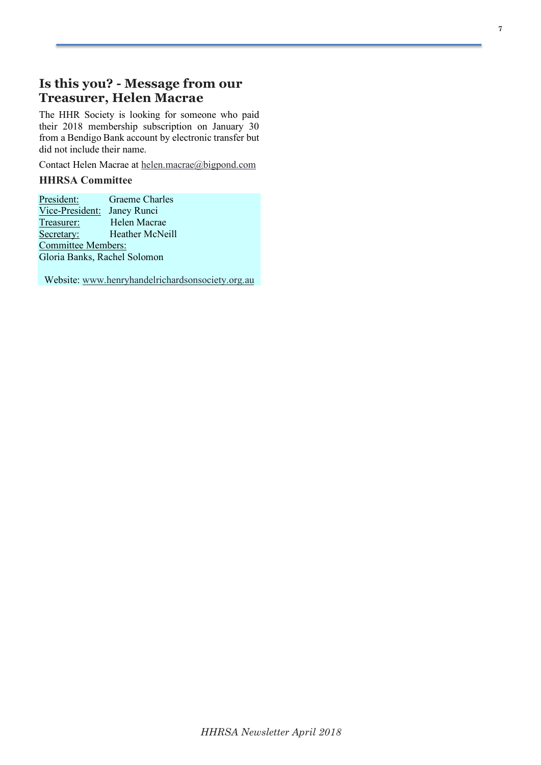## Is this you? - Message from our Treasurer, Helen Macrae

The HHR Society is looking for someone who paid their 2018 membership subscription on January 30 from a Bendigo Bank account by electronic transfer but did not include their name.

Contact Helen Macrae at helen.macrae@bigpond.com

### HHRSA Committee

President: Graeme Charles
Vice-President: Janey Runci
Treasurer: Helen Macrae
Secretary: Heather McNeill
Committee Members:
Gloria Banks, Rachel Solomon

Website: www.henryhandelrichardsonsociety.org.au